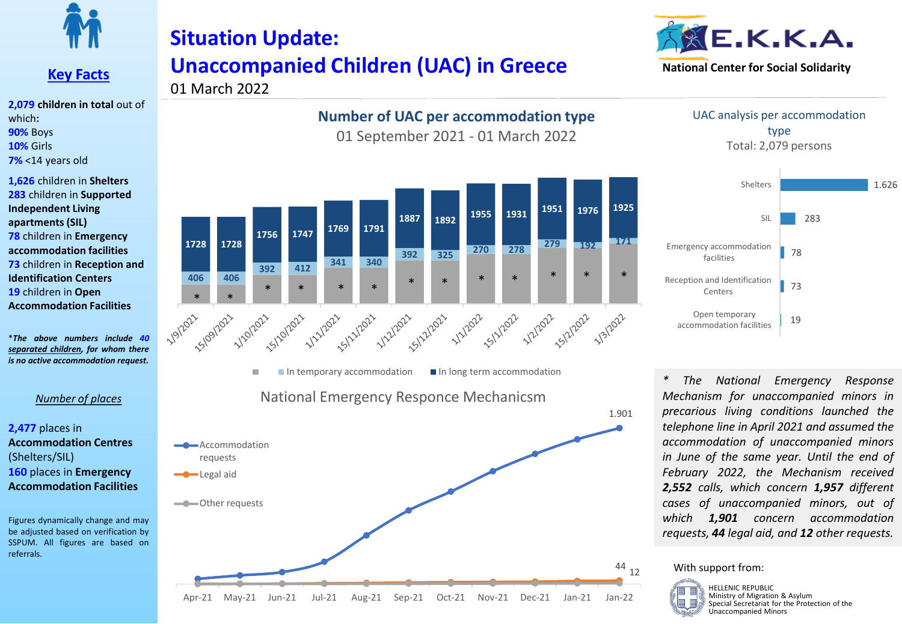# Situation Update: Unaccompanied Children (UAC) in Greece

01 March 2022

E.K.K.A. National Center for Social Solidarity

## Key Facts

**2,079** **children in total** out of which:
**90%** Boys
**10%** Girls
**7%** <14 years old

**1,626** children in **Shelters**
**283** children in **Supported Independent Living apartments (SIL)**
**78** children in **Emergency accommodation facilities**
**73** children in **Reception and Identification Centers**
**19** children in **Open Accommodation Facilities**

****The above numbers include 40 separated children, for whom there is no active accommodation request.***

*Number of places*

**2,477** places in **Accommodation Centres** (Shelters/SIL)
**160** places in **Emergency Accommodation Facilities**

Figures dynamically change and may be adjusted based on verification by SSPUM. All figures are based on referrals.

## Number of UAC per accommodation type

01 September 2021 - 01 March 2022

| Date | In long term accommodation | In temporary accommodation | (grey) |
|---|---|---|---|
| 1/9/2021 | 1728 | 406 | * |
| 15/09/2021 | 1728 | 406 | * |
| 1/10/2021 | 1756 | 392 | * |
| 15/10/2021 | 1747 | 412 | * |
| 1/11/2021 | 1769 | 341 | * |
| 15/11/2021 | 1791 | 340 | * |
| 1/12/2021 | 1887 | 392 | * |
| 15/12/2021 | 1892 | 325 | * |
| 1/1/2022 | 1955 | 270 | * |
| 15/1/2022 | 1931 | 278 | * |
| 1/2/2022 | 1951 | 279 | * |
| 15/2/2022 | 1976 | 192 | * |
| 1/3/2022 | 1925 | 171 | * |

## UAC analysis per accommodation type

Total: 2,079 persons

| Accommodation type | Number |
|---|---|
| Shelters | 1.626 |
| SIL | 283 |
| Emergency accommodation facilities | 78 |
| Reception and Identification Centers | 73 |
| Open temporary accommodation facilities | 19 |

## National Emergency Responce Mechanicsm

Chart (Apr-21 to Jan-22): Accommodation requests (reaching 1.901), Legal aid (44), Other requests (12).

** The National Emergency Response Mechanism for unaccompanied minors in precarious living conditions launched the telephone line in April 2021 and assumed the accommodation of unaccompanied minors in June of the same year. Until the end of February 2022, the Mechanism received **2,552** calls, which concern **1,957** different cases of unaccompanied minors, out of which **1,901** concern accommodation requests, **44** legal aid, and **12** other requests.*

With support from:

HELLENIC REPUBLIC
Ministry of Migration & Asylum
Special Secretariat for the Protection of the Unaccompanied Minors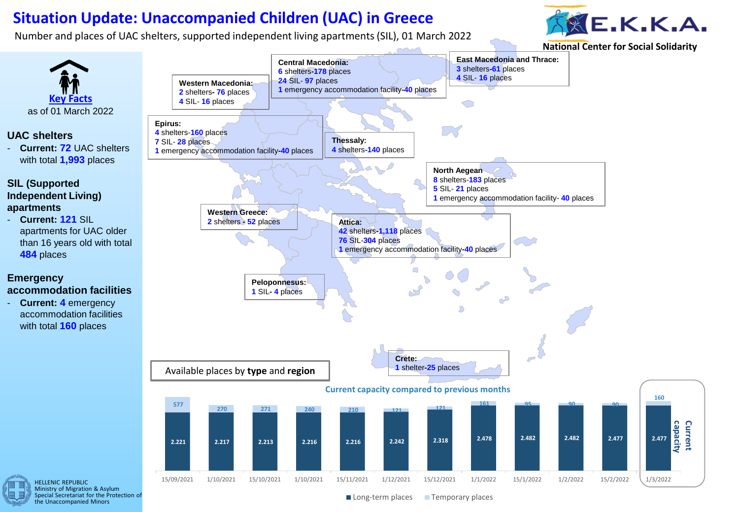# Situation Update: Unaccompanied Children (UAC) in Greece

Number and places of UAC shelters, supported independent living apartments (SIL), 01 March 2022

E.K.K.A.
National Center for Social Solidarity

## Key Facts

as of 01 March 2022

### UAC shelters

- **Current: 72** UAC shelters with total **1,993** places

### SIL (Supported Independent Living) apartments

- **Current: 121** SIL apartments for UAC older than 16 years old with total **484** places

### Emergency accommodation facilities

- **Current: 4** emergency accommodation facilities with total **160** places

**Central Macedonia:**
6 shelters-178 places
24 SIL- 97 places
1 emergency accommodation facility-40 places

**East Macedonia and Thrace:**
3 shelters-61 places
4 SIL- 16 places

**Western Macedonia:**
2 shelters- 76 places
4 SIL- 16 places

**Epirus:**
4 shelters-160 places
7 SIL- 28 places
1 emergency accommodation facility-40 places

**Thessaly:**
4 shelters-140 places

**North Aegean**
8 shelters-183 places
5 SIL- 21 places
1 emergency accommodation facility- 40 places

**Western Greece:**
2 shelters - 52 places

**Attica:**
42 shelters-1,118 places
76 SIL-304 places
1 emergency accommodation facility-40 places

**Peloponnesus:**
1 SIL- 4 places

**Crete:**
1 shelter-25 places

Available places by **type** and **region**

**Current capacity compared to previous months**

| Date | Long-term places | Temporary places |
|---|---|---|
| 15/09/2021 | 2.221 | 577 |
| 1/10/2021 | 2.217 | 270 |
| 15/10/2021 | 2.213 | 271 |
| 1/10/2021 | 2.216 | 240 |
| 15/11/2021 | 2.216 | 210 |
| 1/12/2021 | 2.242 | 121 |
| 15/12/2021 | 2.318 | 121 |
| 1/1/2022 | 2.478 | 161 |
| 15/1/2022 | 2.482 | 95 |
| 1/2/2022 | 2.482 | 90 |
| 15/2/2022 | 2.477 | 90 |
| 1/3/2022 (Current capacity) | 2.477 | 160 |

HELLENIC REPUBLIC
Ministry of Migration & Asylum
Special Secretariat for the Protection of the Unaccompanied Minors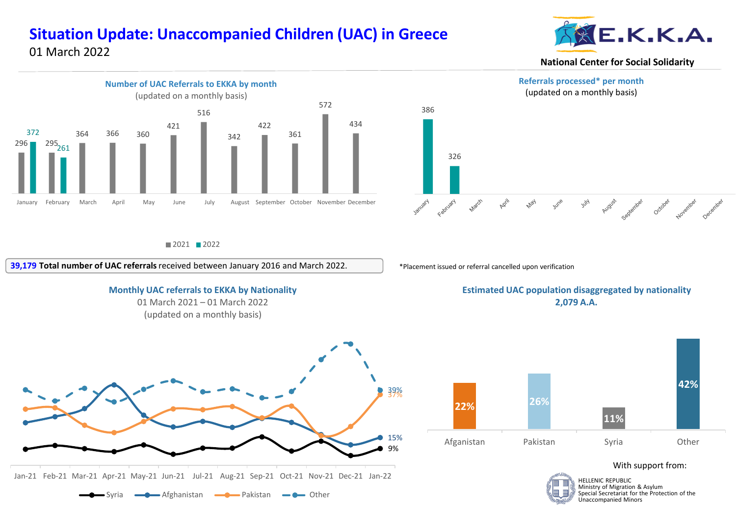# Situation Update: Unaccompanied Children (UAC) in Greece

01 March 2022

E.K.K.A.

National Center for Social Solidarity

### Number of UAC Referrals to EKKA by month

(updated on a monthly basis)

296 372 295 261 364 366 360 421 516 342 422 361 572 434

January February March April May June July August September October November December

2021 2022

### Referrals processed* per month

(updated on a monthly basis)

386 326

January February March April May June July August September October November December

**39,179 Total number of UAC referrals** received between January 2016 and March 2022.

*Placement issued or referral cancelled upon verification

### Monthly UAC referrals to EKKA by Nationality

01 March 2021 – 01 March 2022

(updated on a monthly basis)

39% 37% 15% 9%

Jan-21 Feb-21 Mar-21 Apr-21 May-21 Jun-21 Jul-21 Aug-21 Sep-21 Oct-21 Nov-21 Dec-21 Jan-22

Syria Afghanistan Pakistan Other

### Estimated UAC population disaggregated by nationality

**2,079 A.A.**

22% 26% 11% 42%

Afganistan Pakistan Syria Other

With support from:

HELLENIC REPUBLIC
Ministry of Migration & Asylum
Special Secretariat for the Protection of the Unaccompanied Minors